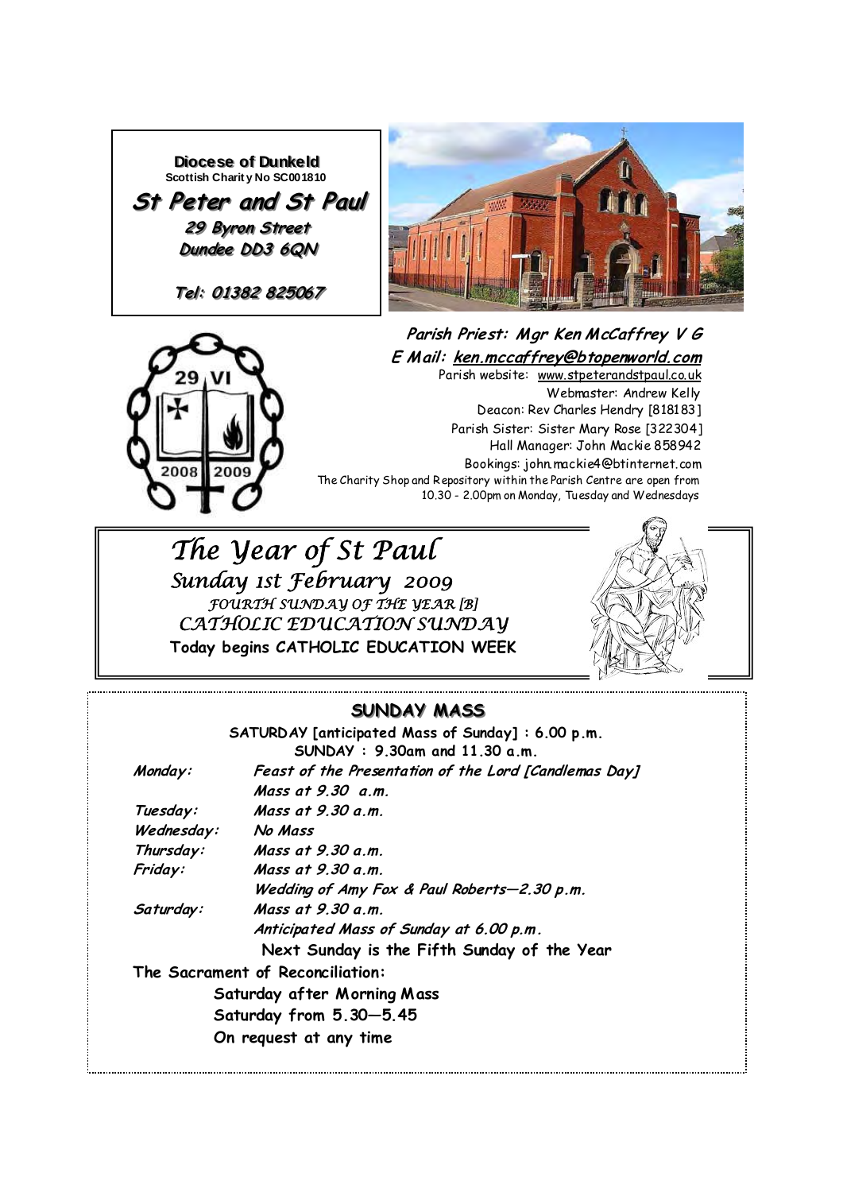**Diocese of Dunkeld**
Scottish Charity No SC001810

# St Peter and St Paul

*29 Byron Street*
*Dundee DD3 6QN*

*Tel: 01382 825067*

***Parish Priest: Mgr Ken McCaffrey V G***
***E Mail: ken.mccaffrey@btopenworld.com***

Parish website: www.stpeterandstpaul.co.uk
Webmaster: Andrew Kelly
Deacon: Rev Charles Hendry [818183]
Parish Sister: Sister Mary Rose [322304]
Hall Manager: John Mackie 858942
Bookings: john.mackie4@btinternet.com
The Charity Shop and Repository within the Parish Centre are open from 10.30 - 2.00pm on Monday, Tuesday and Wednesdays

## *The Year of St Paul*

*Sunday 1st February 2009*
*FOURTH SUNDAY OF THE YEAR [B]*
*CATHOLIC EDUCATION SUNDAY*
**Today begins CATHOLIC EDUCATION WEEK**

## SUNDAY MASS

**SATURDAY [anticipated Mass of Sunday] : 6.00 p.m.**
**SUNDAY : 9.30am and 11.30 a.m.**

| | |
|---|---|
| *Monday:* | *Feast of the Presentation of the Lord [Candlemas Day]* |
| | *Mass at 9.30 a.m.* |
| *Tuesday:* | *Mass at 9.30 a.m.* |
| *Wednesday:* | *No Mass* |
| *Thursday:* | *Mass at 9.30 a.m.* |
| *Friday:* | *Mass at 9.30 a.m.* |
| | *Wedding of Amy Fox & Paul Roberts—2.30 p.m.* |
| *Saturday:* | *Mass at 9.30 a.m.* |
| | *Anticipated Mass of Sunday at 6.00 p.m.* |

**Next Sunday is the Fifth Sunday of the Year**

**The Sacrament of Reconciliation:**

**Saturday after Morning Mass**
**Saturday from 5.30—5.45**
**On request at any time**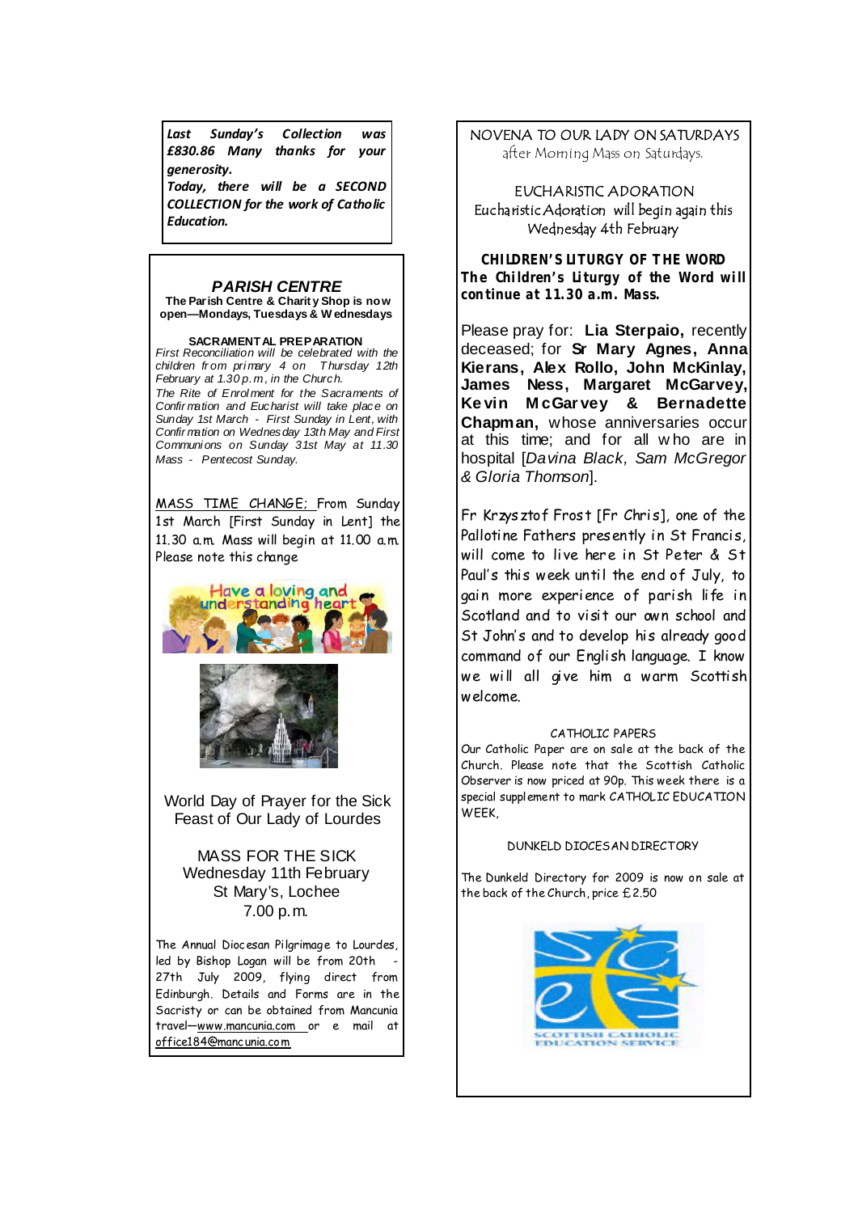***Last Sunday's Collection was £830.86 Many thanks for your generosity.***

***Today, there will be a SECOND COLLECTION for the work of Catholic Education.***

## *PARISH CENTRE*

**The Parish Centre & Charity Shop is now open—Mondays, Tuesdays & Wednesdays**

**SACRAMENTAL PREPARATION**

*First Reconciliation will be celebrated with the children from primary 4 on Thursday 12th February at 1.30 p.m, in the Church.*

*The Rite of Enrolment for the Sacraments of Confirmation and Eucharist will take place on Sunday 1st March - First Sunday in Lent, with Confirmation on Wednesday 13th May and First Communions on Sunday 31st May at 11.30 Mass - Pentecost Sunday.*

MASS TIME CHANGE; From Sunday 1st March [First Sunday in Lent] the 11.30 a.m. Mass will begin at 11.00 a.m. Please note this change

Have a loving and understanding heart

World Day of Prayer for the Sick
Feast of Our Lady of Lourdes

MASS FOR THE SICK
Wednesday 11th February
St Mary's, Lochee
7.00 p.m.

The Annual Diocesan Pilgrimage to Lourdes, led by Bishop Logan will be from 20th - 27th July 2009, flying direct from Edinburgh. Details and Forms are in the Sacristy or can be obtained from Mancunia travel—www.mancunia.com or e mail at office184@mancunia.com

NOVENA TO OUR LADY ON SATURDAYS
after Morning Mass on Saturdays.

EUCHARISTIC ADORATION
Eucharistic Adoration will begin again this Wednesday 4th February

**CHILDREN'S LITURGY OF THE WORD**
**The Children's Liturgy of the Word will continue at 11.30 a.m. Mass.**

Please pray for: **Lia Sterpaio,** recently deceased; for **Sr Mary Agnes, Anna Kierans, Alex Rollo, John McKinlay, James Ness, Margaret McGarvey, Kevin McGarvey & Bernadette Chapman,** whose anniversaries occur at this time; and for all who are in hospital [*Davina Black, Sam McGregor & Gloria Thomson*].

Fr Krzysztof Frost [Fr Chris], one of the Pallotine Fathers presently in St Francis, will come to live here in St Peter & St Paul's this week until the end of July, to gain more experience of parish life in Scotland and to visit our own school and St John's and to develop his already good command of our English language. I know we will all give him a warm Scottish welcome.

CATHOLIC PAPERS

Our Catholic Paper are on sale at the back of the Church. Please note that the Scottish Catholic Observer is now priced at 90p. This week there is a special supplement to mark CATHOLIC EDUCATION WEEK,

DUNKELD DIOCESAN DIRECTORY

The Dunkeld Directory for 2009 is now on sale at the back of the Church, price £2.50

SCOTTISH CATHOLIC EDUCATION SERVICE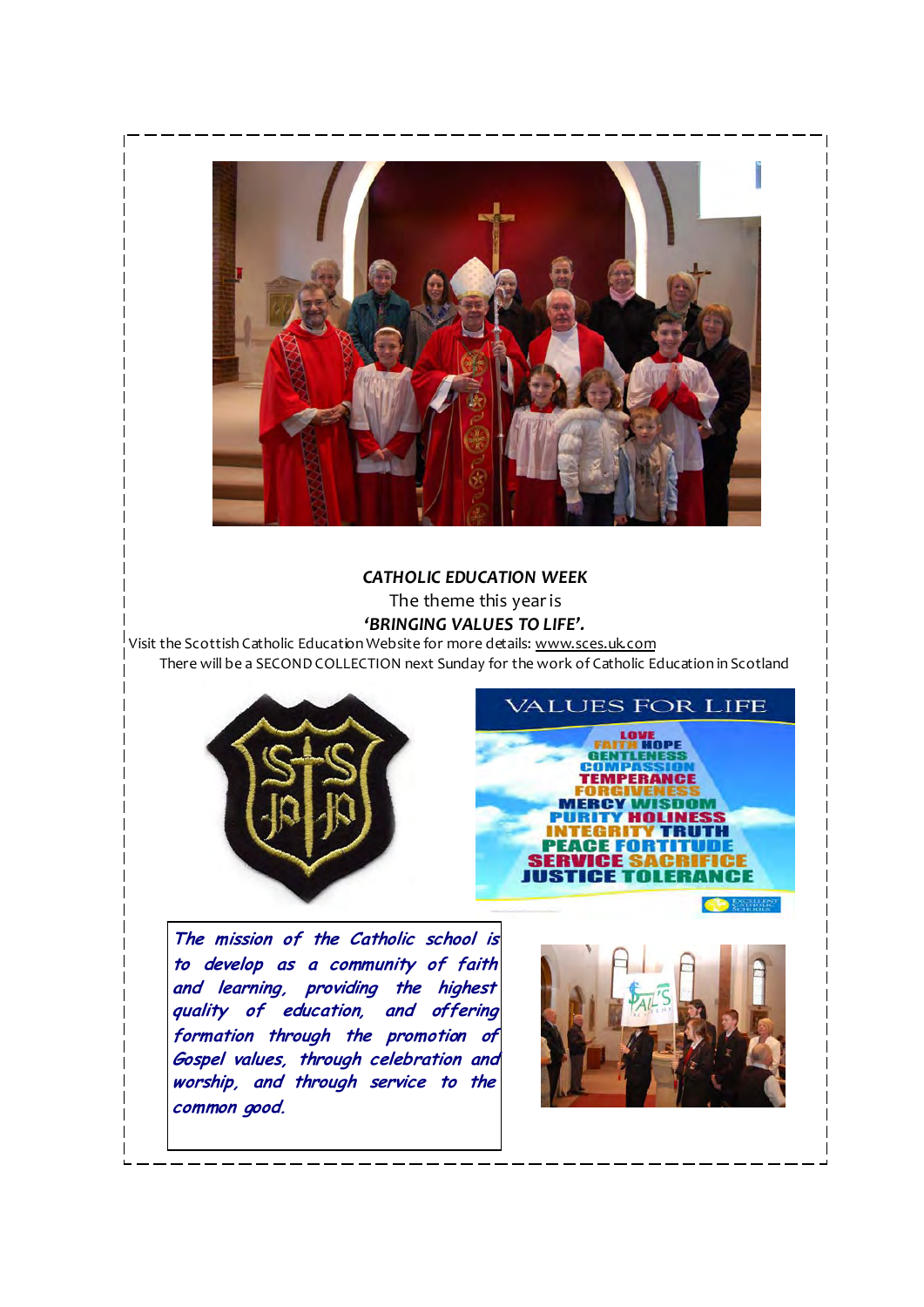***CATHOLIC EDUCATION WEEK***

The theme this year is

***'BRINGING VALUES TO LIFE'.***

Visit the Scottish Catholic Education Website for more details: www.sces.uk.com

There will be a SECOND COLLECTION next Sunday for the work of Catholic Education in Scotland

***The mission of the Catholic school is to develop as a community of faith and learning, providing the highest quality of education, and offering formation through the promotion of Gospel values, through celebration and worship, and through service to the common good.***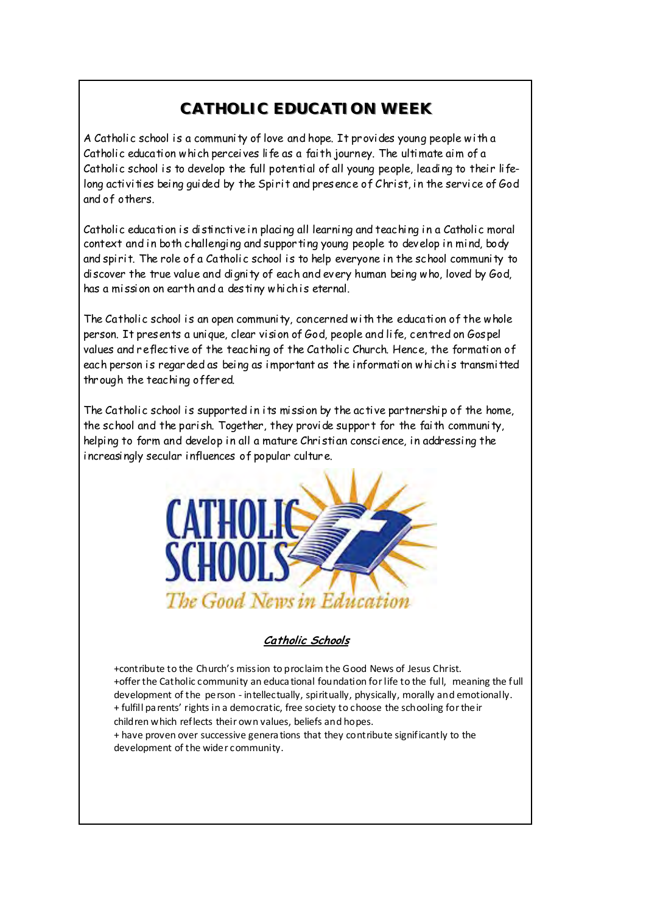## CATHOLIC EDUCATION WEEK

A Catholic school is a community of love and hope. It provides young people with a Catholic education which perceives life as a faith journey. The ultimate aim of a Catholic school is to develop the full potential of all young people, leading to their life-long activities being guided by the Spirit and presence of Christ, in the service of God and of others.

Catholic education is distinctive in placing all learning and teaching in a Catholic moral context and in both challenging and supporting young people to develop in mind, body and spirit. The role of a Catholic school is to help everyone in the school community to discover the true value and dignity of each and every human being who, loved by God, has a mission on earth and a destiny which is eternal.

The Catholic school is an open community, concerned with the education of the whole person. It presents a unique, clear vision of God, people and life, centred on Gospel values and reflective of the teaching of the Catholic Church. Hence, the formation of each person is regarded as being as important as the information which is transmitted through the teaching offered.

The Catholic school is supported in its mission by the active partnership of the home, the school and the parish. Together, they provide support for the faith community, helping to form and develop in all a mature Christian conscience, in addressing the increasingly secular influences of popular culture.

CATHOLIC SCHOOLS
The Good News in Education

***Catholic Schools***

+contribute to the Church's mission to proclaim the Good News of Jesus Christ.
+offer the Catholic community an educational foundation for life to the full, meaning the full development of the person - intellectually, spiritually, physically, morally and emotionally.
+ fulfill parents' rights in a democratic, free society to choose the schooling for their children which reflects their own values, beliefs and hopes.
+ have proven over successive generations that they contribute significantly to the development of the wider community.